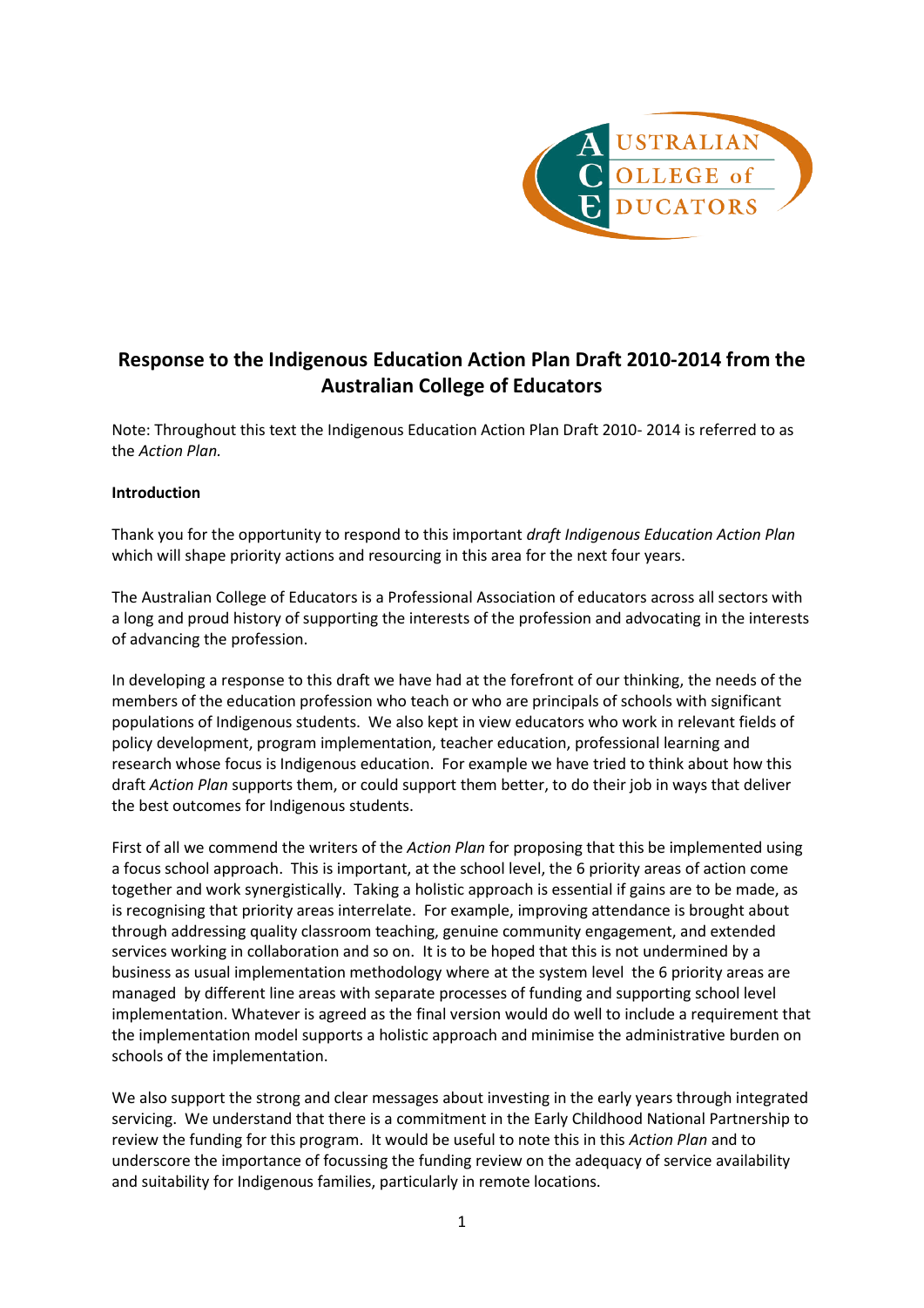# Response to the Indigenous Education Action Plan Draft 2010-2014 from the Australian College of Educators

Note: Throughout this text the Indigenous Education Action Plan Draft 2010- 2014 is referred to as the *Action Plan.*

**Introduction**

Thank you for the opportunity to respond to this important *draft Indigenous Education Action Plan* which will shape priority actions and resourcing in this area for the next four years.

The Australian College of Educators is a Professional Association of educators across all sectors with a long and proud history of supporting the interests of the profession and advocating in the interests of advancing the profession.

In developing a response to this draft we have had at the forefront of our thinking, the needs of the members of the education profession who teach or who are principals of schools with significant populations of Indigenous students. We also kept in view educators who work in relevant fields of policy development, program implementation, teacher education, professional learning and research whose focus is Indigenous education. For example we have tried to think about how this draft *Action Plan* supports them, or could support them better, to do their job in ways that deliver the best outcomes for Indigenous students.

First of all we commend the writers of the *Action Plan* for proposing that this be implemented using a focus school approach. This is important, at the school level, the 6 priority areas of action come together and work synergistically. Taking a holistic approach is essential if gains are to be made, as is recognising that priority areas interrelate. For example, improving attendance is brought about through addressing quality classroom teaching, genuine community engagement, and extended services working in collaboration and so on. It is to be hoped that this is not undermined by a business as usual implementation methodology where at the system level the 6 priority areas are managed by different line areas with separate processes of funding and supporting school level implementation. Whatever is agreed as the final version would do well to include a requirement that the implementation model supports a holistic approach and minimise the administrative burden on schools of the implementation.

We also support the strong and clear messages about investing in the early years through integrated servicing. We understand that there is a commitment in the Early Childhood National Partnership to review the funding for this program. It would be useful to note this in this *Action Plan* and to underscore the importance of focussing the funding review on the adequacy of service availability and suitability for Indigenous families, particularly in remote locations.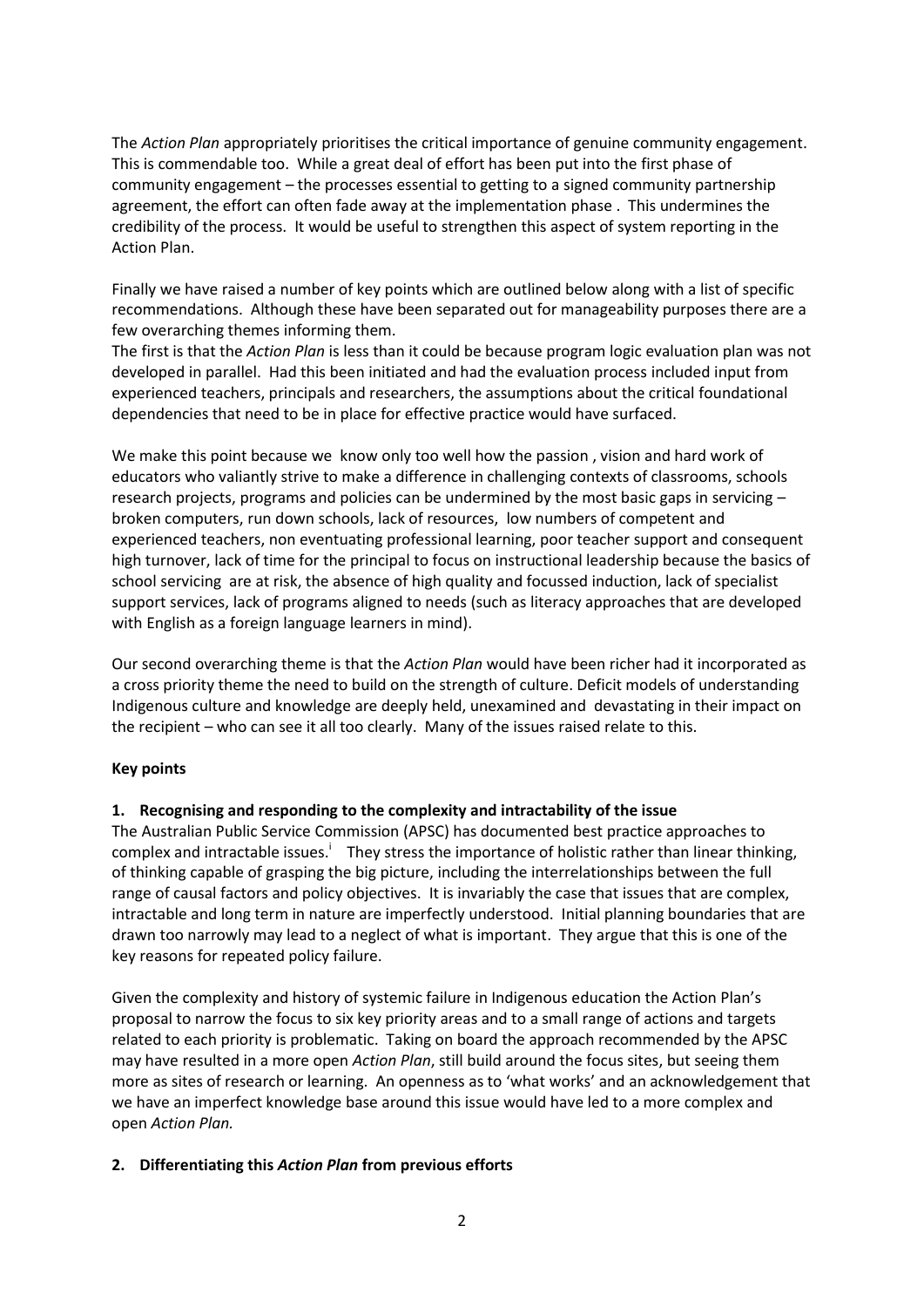The *Action Plan* appropriately prioritises the critical importance of genuine community engagement. This is commendable too. While a great deal of effort has been put into the first phase of community engagement – the processes essential to getting to a signed community partnership agreement, the effort can often fade away at the implementation phase . This undermines the credibility of the process. It would be useful to strengthen this aspect of system reporting in the Action Plan.

Finally we have raised a number of key points which are outlined below along with a list of specific recommendations. Although these have been separated out for manageability purposes there are a few overarching themes informing them.

The first is that the *Action Plan* is less than it could be because program logic evaluation plan was not developed in parallel. Had this been initiated and had the evaluation process included input from experienced teachers, principals and researchers, the assumptions about the critical foundational dependencies that need to be in place for effective practice would have surfaced.

We make this point because we know only too well how the passion , vision and hard work of educators who valiantly strive to make a difference in challenging contexts of classrooms, schools research projects, programs and policies can be undermined by the most basic gaps in servicing – broken computers, run down schools, lack of resources, low numbers of competent and experienced teachers, non eventuating professional learning, poor teacher support and consequent high turnover, lack of time for the principal to focus on instructional leadership because the basics of school servicing are at risk, the absence of high quality and focussed induction, lack of specialist support services, lack of programs aligned to needs (such as literacy approaches that are developed with English as a foreign language learners in mind).

Our second overarching theme is that the *Action Plan* would have been richer had it incorporated as a cross priority theme the need to build on the strength of culture. Deficit models of understanding Indigenous culture and knowledge are deeply held, unexamined and devastating in their impact on the recipient – who can see it all too clearly. Many of the issues raised relate to this.

**Key points**

**1. Recognising and responding to the complexity and intractability of the issue**

The Australian Public Service Commission (APSC) has documented best practice approaches to complex and intractable issues.[i] They stress the importance of holistic rather than linear thinking, of thinking capable of grasping the big picture, including the interrelationships between the full range of causal factors and policy objectives. It is invariably the case that issues that are complex, intractable and long term in nature are imperfectly understood. Initial planning boundaries that are drawn too narrowly may lead to a neglect of what is important. They argue that this is one of the key reasons for repeated policy failure.

Given the complexity and history of systemic failure in Indigenous education the Action Plan's proposal to narrow the focus to six key priority areas and to a small range of actions and targets related to each priority is problematic. Taking on board the approach recommended by the APSC may have resulted in a more open *Action Plan*, still build around the focus sites, but seeing them more as sites of research or learning. An openness as to 'what works' and an acknowledgement that we have an imperfect knowledge base around this issue would have led to a more complex and open *Action Plan.*

**2. Differentiating this *Action Plan* from previous efforts**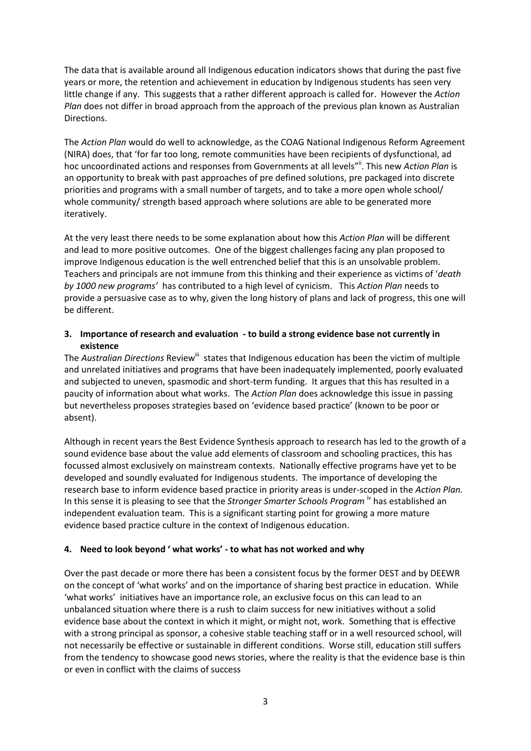The data that is available around all Indigenous education indicators shows that during the past five years or more, the retention and achievement in education by Indigenous students has seen very little change if any. This suggests that a rather different approach is called for. However the *Action Plan* does not differ in broad approach from the approach of the previous plan known as Australian Directions.

The *Action Plan* would do well to acknowledge, as the COAG National Indigenous Reform Agreement (NIRA) does, that 'for far too long, remote communities have been recipients of dysfunctional, ad hoc uncoordinated actions and responses from Governments at all levels"[ii]. This new *Action Plan* is an opportunity to break with past approaches of pre defined solutions, pre packaged into discrete priorities and programs with a small number of targets, and to take a more open whole school/ whole community/ strength based approach where solutions are able to be generated more iteratively.

At the very least there needs to be some explanation about how this *Action Plan* will be different and lead to more positive outcomes. One of the biggest challenges facing any plan proposed to improve Indigenous education is the well entrenched belief that this is an unsolvable problem. Teachers and principals are not immune from this thinking and their experience as victims of '*death by 1000 new programs'* has contributed to a high level of cynicism. This *Action Plan* needs to provide a persuasive case as to why, given the long history of plans and lack of progress, this one will be different.

### 3. Importance of research and evaluation - to build a strong evidence base not currently in existence

The *Australian Directions* Review[iii] states that Indigenous education has been the victim of multiple and unrelated initiatives and programs that have been inadequately implemented, poorly evaluated and subjected to uneven, spasmodic and short-term funding. It argues that this has resulted in a paucity of information about what works. The *Action Plan* does acknowledge this issue in passing but nevertheless proposes strategies based on 'evidence based practice' (known to be poor or absent).

Although in recent years the Best Evidence Synthesis approach to research has led to the growth of a sound evidence base about the value add elements of classroom and schooling practices, this has focussed almost exclusively on mainstream contexts. Nationally effective programs have yet to be developed and soundly evaluated for Indigenous students. The importance of developing the research base to inform evidence based practice in priority areas is under-scoped in the *Action Plan.* In this sense it is pleasing to see that the *Stronger Smarter Schools Program* [iv] has established an independent evaluation team. This is a significant starting point for growing a more mature evidence based practice culture in the context of Indigenous education.

### 4. Need to look beyond ' what works' - to what has not worked and why

Over the past decade or more there has been a consistent focus by the former DEST and by DEEWR on the concept of 'what works' and on the importance of sharing best practice in education. While 'what works' initiatives have an importance role, an exclusive focus on this can lead to an unbalanced situation where there is a rush to claim success for new initiatives without a solid evidence base about the context in which it might, or might not, work. Something that is effective with a strong principal as sponsor, a cohesive stable teaching staff or in a well resourced school, will not necessarily be effective or sustainable in different conditions. Worse still, education still suffers from the tendency to showcase good news stories, where the reality is that the evidence base is thin or even in conflict with the claims of success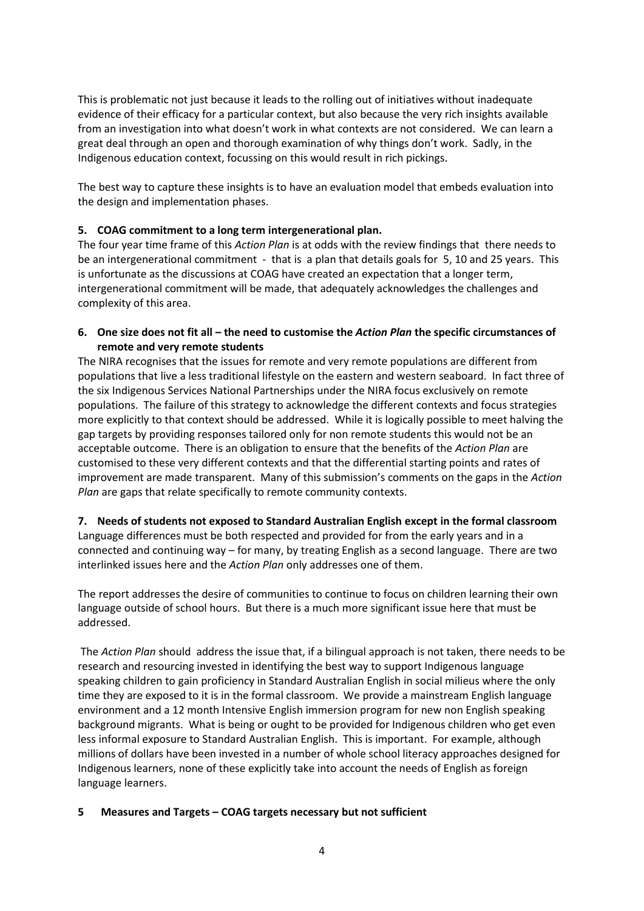This is problematic not just because it leads to the rolling out of initiatives without inadequate evidence of their efficacy for a particular context, but also because the very rich insights available from an investigation into what doesn't work in what contexts are not considered. We can learn a great deal through an open and thorough examination of why things don't work. Sadly, in the Indigenous education context, focussing on this would result in rich pickings.

The best way to capture these insights is to have an evaluation model that embeds evaluation into the design and implementation phases.

**5. COAG commitment to a long term intergenerational plan.**

The four year time frame of this *Action Plan* is at odds with the review findings that there needs to be an intergenerational commitment - that is a plan that details goals for 5, 10 and 25 years. This is unfortunate as the discussions at COAG have created an expectation that a longer term, intergenerational commitment will be made, that adequately acknowledges the challenges and complexity of this area.

**6. One size does not fit all – the need to customise the *Action Plan* the specific circumstances of remote and very remote students**

The NIRA recognises that the issues for remote and very remote populations are different from populations that live a less traditional lifestyle on the eastern and western seaboard. In fact three of the six Indigenous Services National Partnerships under the NIRA focus exclusively on remote populations. The failure of this strategy to acknowledge the different contexts and focus strategies more explicitly to that context should be addressed. While it is logically possible to meet halving the gap targets by providing responses tailored only for non remote students this would not be an acceptable outcome. There is an obligation to ensure that the benefits of the *Action Plan* are customised to these very different contexts and that the differential starting points and rates of improvement are made transparent. Many of this submission's comments on the gaps in the *Action Plan* are gaps that relate specifically to remote community contexts.

**7. Needs of students not exposed to Standard Australian English except in the formal classroom**

Language differences must be both respected and provided for from the early years and in a connected and continuing way – for many, by treating English as a second language. There are two interlinked issues here and the *Action Plan* only addresses one of them.

The report addresses the desire of communities to continue to focus on children learning their own language outside of school hours. But there is a much more significant issue here that must be addressed.

The *Action Plan* should address the issue that, if a bilingual approach is not taken, there needs to be research and resourcing invested in identifying the best way to support Indigenous language speaking children to gain proficiency in Standard Australian English in social milieus where the only time they are exposed to it is in the formal classroom. We provide a mainstream English language environment and a 12 month Intensive English immersion program for new non English speaking background migrants. What is being or ought to be provided for Indigenous children who get even less informal exposure to Standard Australian English. This is important. For example, although millions of dollars have been invested in a number of whole school literacy approaches designed for Indigenous learners, none of these explicitly take into account the needs of English as foreign language learners.

**5 Measures and Targets – COAG targets necessary but not sufficient**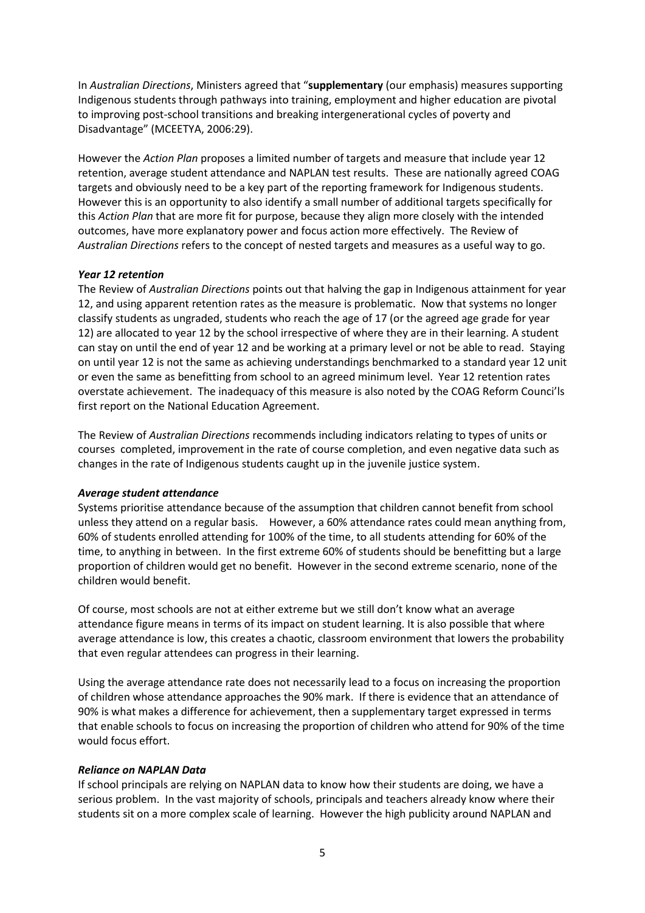In *Australian Directions*, Ministers agreed that "**supplementary** (our emphasis) measures supporting Indigenous students through pathways into training, employment and higher education are pivotal to improving post-school transitions and breaking intergenerational cycles of poverty and Disadvantage" (MCEETYA, 2006:29).

However the *Action Plan* proposes a limited number of targets and measure that include year 12 retention, average student attendance and NAPLAN test results. These are nationally agreed COAG targets and obviously need to be a key part of the reporting framework for Indigenous students. However this is an opportunity to also identify a small number of additional targets specifically for this *Action Plan* that are more fit for purpose, because they align more closely with the intended outcomes, have more explanatory power and focus action more effectively. The Review of *Australian Directions* refers to the concept of nested targets and measures as a useful way to go.

***Year 12 retention***

The Review of *Australian Directions* points out that halving the gap in Indigenous attainment for year 12, and using apparent retention rates as the measure is problematic. Now that systems no longer classify students as ungraded, students who reach the age of 17 (or the agreed age grade for year 12) are allocated to year 12 by the school irrespective of where they are in their learning. A student can stay on until the end of year 12 and be working at a primary level or not be able to read. Staying on until year 12 is not the same as achieving understandings benchmarked to a standard year 12 unit or even the same as benefitting from school to an agreed minimum level. Year 12 retention rates overstate achievement. The inadequacy of this measure is also noted by the COAG Reform Counci'ls first report on the National Education Agreement.

The Review of *Australian Directions* recommends including indicators relating to types of units or courses completed, improvement in the rate of course completion, and even negative data such as changes in the rate of Indigenous students caught up in the juvenile justice system.

***Average student attendance***

Systems prioritise attendance because of the assumption that children cannot benefit from school unless they attend on a regular basis. However, a 60% attendance rates could mean anything from, 60% of students enrolled attending for 100% of the time, to all students attending for 60% of the time, to anything in between. In the first extreme 60% of students should be benefitting but a large proportion of children would get no benefit. However in the second extreme scenario, none of the children would benefit.

Of course, most schools are not at either extreme but we still don't know what an average attendance figure means in terms of its impact on student learning. It is also possible that where average attendance is low, this creates a chaotic, classroom environment that lowers the probability that even regular attendees can progress in their learning.

Using the average attendance rate does not necessarily lead to a focus on increasing the proportion of children whose attendance approaches the 90% mark. If there is evidence that an attendance of 90% is what makes a difference for achievement, then a supplementary target expressed in terms that enable schools to focus on increasing the proportion of children who attend for 90% of the time would focus effort.

***Reliance on NAPLAN Data***

If school principals are relying on NAPLAN data to know how their students are doing, we have a serious problem. In the vast majority of schools, principals and teachers already know where their students sit on a more complex scale of learning. However the high publicity around NAPLAN and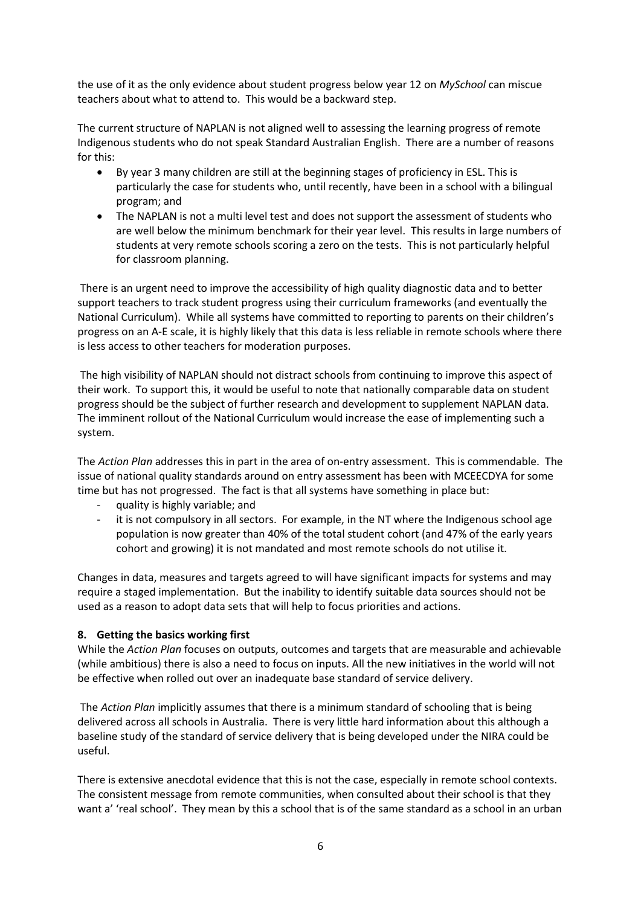the use of it as the only evidence about student progress below year 12 on *MySchool* can miscue teachers about what to attend to. This would be a backward step.

The current structure of NAPLAN is not aligned well to assessing the learning progress of remote Indigenous students who do not speak Standard Australian English. There are a number of reasons for this:

- By year 3 many children are still at the beginning stages of proficiency in ESL. This is particularly the case for students who, until recently, have been in a school with a bilingual program; and
- The NAPLAN is not a multi level test and does not support the assessment of students who are well below the minimum benchmark for their year level. This results in large numbers of students at very remote schools scoring a zero on the tests. This is not particularly helpful for classroom planning.

There is an urgent need to improve the accessibility of high quality diagnostic data and to better support teachers to track student progress using their curriculum frameworks (and eventually the National Curriculum). While all systems have committed to reporting to parents on their children's progress on an A-E scale, it is highly likely that this data is less reliable in remote schools where there is less access to other teachers for moderation purposes.

The high visibility of NAPLAN should not distract schools from continuing to improve this aspect of their work. To support this, it would be useful to note that nationally comparable data on student progress should be the subject of further research and development to supplement NAPLAN data. The imminent rollout of the National Curriculum would increase the ease of implementing such a system.

The *Action Plan* addresses this in part in the area of on-entry assessment. This is commendable. The issue of national quality standards around on entry assessment has been with MCEECDYA for some time but has not progressed. The fact is that all systems have something in place but:

- quality is highly variable; and
- it is not compulsory in all sectors. For example, in the NT where the Indigenous school age population is now greater than 40% of the total student cohort (and 47% of the early years cohort and growing) it is not mandated and most remote schools do not utilise it.

Changes in data, measures and targets agreed to will have significant impacts for systems and may require a staged implementation. But the inability to identify suitable data sources should not be used as a reason to adopt data sets that will help to focus priorities and actions.

**8. Getting the basics working first**

While the *Action Plan* focuses on outputs, outcomes and targets that are measurable and achievable (while ambitious) there is also a need to focus on inputs. All the new initiatives in the world will not be effective when rolled out over an inadequate base standard of service delivery.

The *Action Plan* implicitly assumes that there is a minimum standard of schooling that is being delivered across all schools in Australia. There is very little hard information about this although a baseline study of the standard of service delivery that is being developed under the NIRA could be useful.

There is extensive anecdotal evidence that this is not the case, especially in remote school contexts. The consistent message from remote communities, when consulted about their school is that they want a' 'real school'. They mean by this a school that is of the same standard as a school in an urban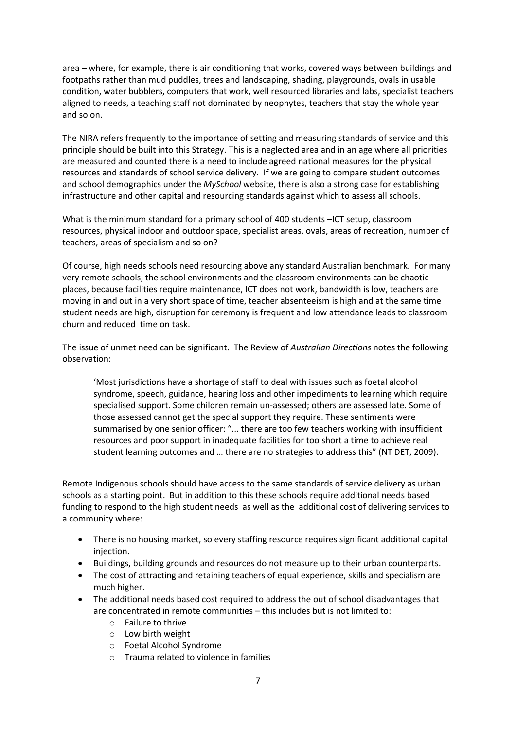area – where, for example, there is air conditioning that works, covered ways between buildings and footpaths rather than mud puddles, trees and landscaping, shading, playgrounds, ovals in usable condition, water bubblers, computers that work, well resourced libraries and labs, specialist teachers aligned to needs, a teaching staff not dominated by neophytes, teachers that stay the whole year and so on.

The NIRA refers frequently to the importance of setting and measuring standards of service and this principle should be built into this Strategy. This is a neglected area and in an age where all priorities are measured and counted there is a need to include agreed national measures for the physical resources and standards of school service delivery. If we are going to compare student outcomes and school demographics under the *MySchool* website, there is also a strong case for establishing infrastructure and other capital and resourcing standards against which to assess all schools.

What is the minimum standard for a primary school of 400 students –ICT setup, classroom resources, physical indoor and outdoor space, specialist areas, ovals, areas of recreation, number of teachers, areas of specialism and so on?

Of course, high needs schools need resourcing above any standard Australian benchmark. For many very remote schools, the school environments and the classroom environments can be chaotic places, because facilities require maintenance, ICT does not work, bandwidth is low, teachers are moving in and out in a very short space of time, teacher absenteeism is high and at the same time student needs are high, disruption for ceremony is frequent and low attendance leads to classroom churn and reduced time on task.

The issue of unmet need can be significant. The Review of *Australian Directions* notes the following observation:

> 'Most jurisdictions have a shortage of staff to deal with issues such as foetal alcohol syndrome, speech, guidance, hearing loss and other impediments to learning which require specialised support. Some children remain un-assessed; others are assessed late. Some of those assessed cannot get the special support they require. These sentiments were summarised by one senior officer: "... there are too few teachers working with insufficient resources and poor support in inadequate facilities for too short a time to achieve real student learning outcomes and … there are no strategies to address this" (NT DET, 2009).

Remote Indigenous schools should have access to the same standards of service delivery as urban schools as a starting point. But in addition to this these schools require additional needs based funding to respond to the high student needs as well as the additional cost of delivering services to a community where:

- There is no housing market, so every staffing resource requires significant additional capital injection.
- Buildings, building grounds and resources do not measure up to their urban counterparts.
- The cost of attracting and retaining teachers of equal experience, skills and specialism are much higher.
- The additional needs based cost required to address the out of school disadvantages that are concentrated in remote communities – this includes but is not limited to:
  - Failure to thrive
  - Low birth weight
  - Foetal Alcohol Syndrome
  - Trauma related to violence in families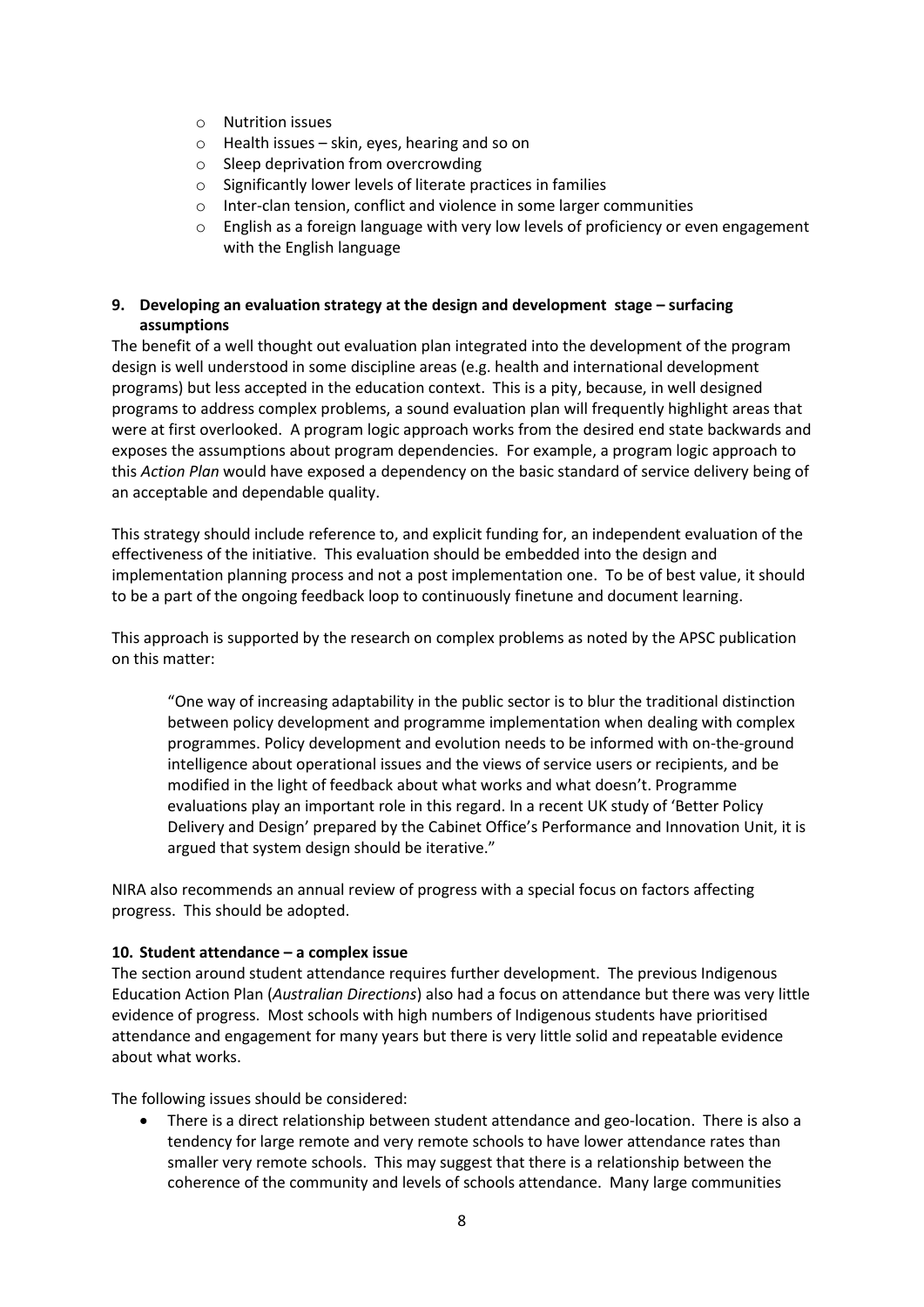- Nutrition issues
- Health issues – skin, eyes, hearing and so on
- Sleep deprivation from overcrowding
- Significantly lower levels of literate practices in families
- Inter-clan tension, conflict and violence in some larger communities
- English as a foreign language with very low levels of proficiency or even engagement with the English language

**9. Developing an evaluation strategy at the design and development stage – surfacing assumptions**

The benefit of a well thought out evaluation plan integrated into the development of the program design is well understood in some discipline areas (e.g. health and international development programs) but less accepted in the education context. This is a pity, because, in well designed programs to address complex problems, a sound evaluation plan will frequently highlight areas that were at first overlooked. A program logic approach works from the desired end state backwards and exposes the assumptions about program dependencies. For example, a program logic approach to this *Action Plan* would have exposed a dependency on the basic standard of service delivery being of an acceptable and dependable quality.

This strategy should include reference to, and explicit funding for, an independent evaluation of the effectiveness of the initiative. This evaluation should be embedded into the design and implementation planning process and not a post implementation one. To be of best value, it should to be a part of the ongoing feedback loop to continuously finetune and document learning.

This approach is supported by the research on complex problems as noted by the APSC publication on this matter:

> "One way of increasing adaptability in the public sector is to blur the traditional distinction between policy development and programme implementation when dealing with complex programmes. Policy development and evolution needs to be informed with on-the-ground intelligence about operational issues and the views of service users or recipients, and be modified in the light of feedback about what works and what doesn't. Programme evaluations play an important role in this regard. In a recent UK study of 'Better Policy Delivery and Design' prepared by the Cabinet Office's Performance and Innovation Unit, it is argued that system design should be iterative."

NIRA also recommends an annual review of progress with a special focus on factors affecting progress. This should be adopted.

**10. Student attendance – a complex issue**

The section around student attendance requires further development. The previous Indigenous Education Action Plan (*Australian Directions*) also had a focus on attendance but there was very little evidence of progress. Most schools with high numbers of Indigenous students have prioritised attendance and engagement for many years but there is very little solid and repeatable evidence about what works.

The following issues should be considered:

- There is a direct relationship between student attendance and geo-location. There is also a tendency for large remote and very remote schools to have lower attendance rates than smaller very remote schools. This may suggest that there is a relationship between the coherence of the community and levels of schools attendance. Many large communities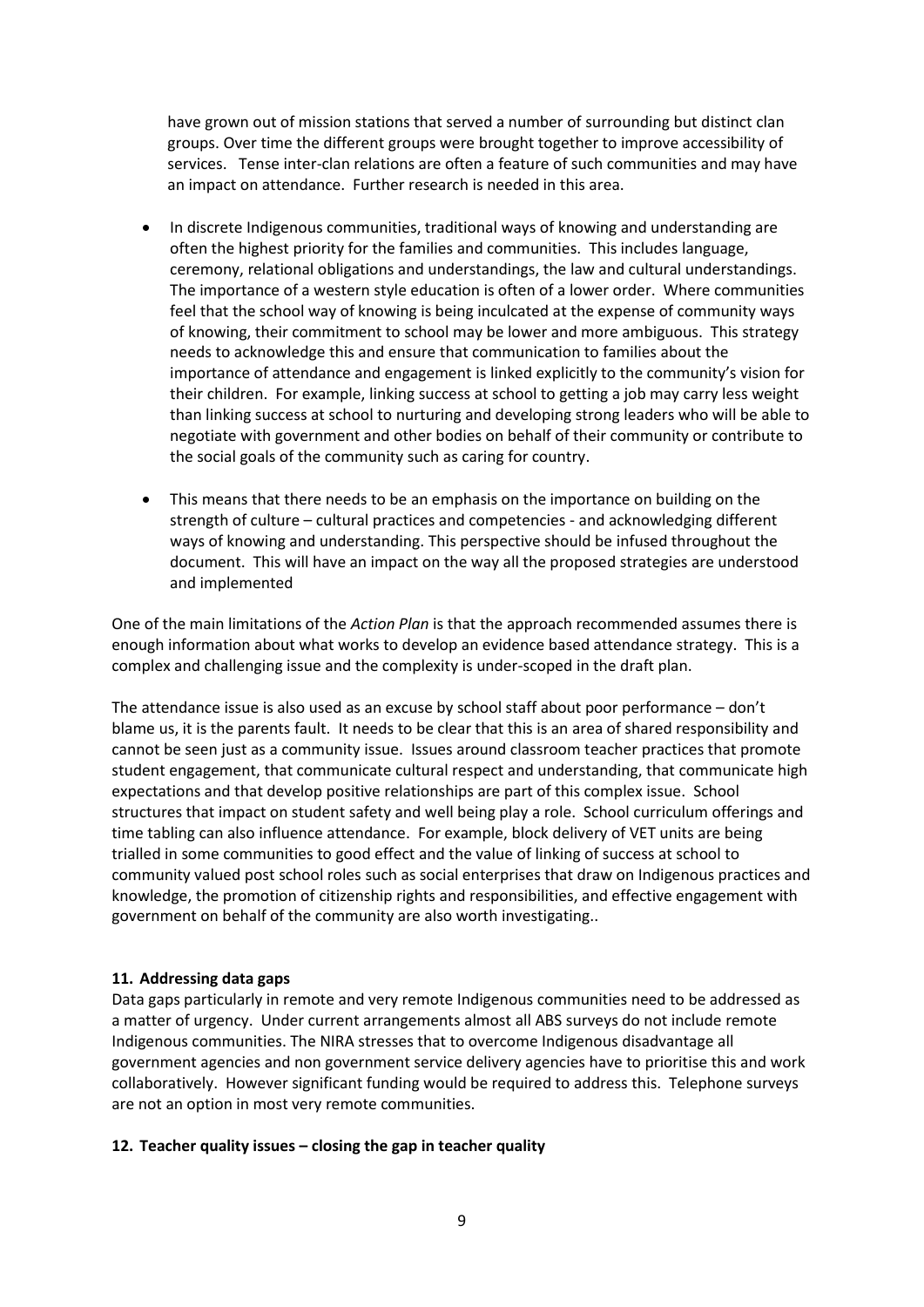have grown out of mission stations that served a number of surrounding but distinct clan groups. Over time the different groups were brought together to improve accessibility of services. Tense inter-clan relations are often a feature of such communities and may have an impact on attendance. Further research is needed in this area.

- In discrete Indigenous communities, traditional ways of knowing and understanding are often the highest priority for the families and communities. This includes language, ceremony, relational obligations and understandings, the law and cultural understandings. The importance of a western style education is often of a lower order. Where communities feel that the school way of knowing is being inculcated at the expense of community ways of knowing, their commitment to school may be lower and more ambiguous. This strategy needs to acknowledge this and ensure that communication to families about the importance of attendance and engagement is linked explicitly to the community's vision for their children. For example, linking success at school to getting a job may carry less weight than linking success at school to nurturing and developing strong leaders who will be able to negotiate with government and other bodies on behalf of their community or contribute to the social goals of the community such as caring for country.

- This means that there needs to be an emphasis on the importance on building on the strength of culture – cultural practices and competencies - and acknowledging different ways of knowing and understanding. This perspective should be infused throughout the document. This will have an impact on the way all the proposed strategies are understood and implemented

One of the main limitations of the *Action Plan* is that the approach recommended assumes there is enough information about what works to develop an evidence based attendance strategy. This is a complex and challenging issue and the complexity is under-scoped in the draft plan.

The attendance issue is also used as an excuse by school staff about poor performance – don't blame us, it is the parents fault. It needs to be clear that this is an area of shared responsibility and cannot be seen just as a community issue. Issues around classroom teacher practices that promote student engagement, that communicate cultural respect and understanding, that communicate high expectations and that develop positive relationships are part of this complex issue. School structures that impact on student safety and well being play a role. School curriculum offerings and time tabling can also influence attendance. For example, block delivery of VET units are being trialled in some communities to good effect and the value of linking of success at school to community valued post school roles such as social enterprises that draw on Indigenous practices and knowledge, the promotion of citizenship rights and responsibilities, and effective engagement with government on behalf of the community are also worth investigating..

**11. Addressing data gaps**

Data gaps particularly in remote and very remote Indigenous communities need to be addressed as a matter of urgency. Under current arrangements almost all ABS surveys do not include remote Indigenous communities. The NIRA stresses that to overcome Indigenous disadvantage all government agencies and non government service delivery agencies have to prioritise this and work collaboratively. However significant funding would be required to address this. Telephone surveys are not an option in most very remote communities.

**12. Teacher quality issues – closing the gap in teacher quality**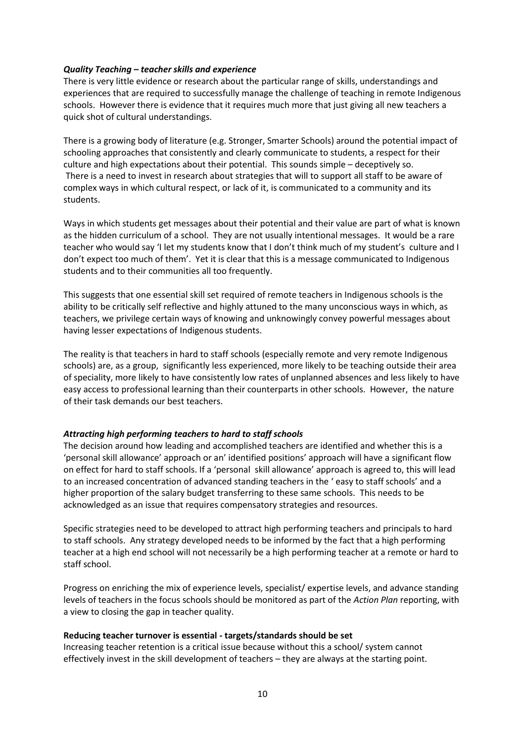***Quality Teaching – teacher skills and experience***

There is very little evidence or research about the particular range of skills, understandings and experiences that are required to successfully manage the challenge of teaching in remote Indigenous schools. However there is evidence that it requires much more that just giving all new teachers a quick shot of cultural understandings.

There is a growing body of literature (e.g. Stronger, Smarter Schools) around the potential impact of schooling approaches that consistently and clearly communicate to students, a respect for their culture and high expectations about their potential. This sounds simple – deceptively so. There is a need to invest in research about strategies that will to support all staff to be aware of complex ways in which cultural respect, or lack of it, is communicated to a community and its students.

Ways in which students get messages about their potential and their value are part of what is known as the hidden curriculum of a school. They are not usually intentional messages. It would be a rare teacher who would say 'I let my students know that I don't think much of my student's culture and I don't expect too much of them'. Yet it is clear that this is a message communicated to Indigenous students and to their communities all too frequently.

This suggests that one essential skill set required of remote teachers in Indigenous schools is the ability to be critically self reflective and highly attuned to the many unconscious ways in which, as teachers, we privilege certain ways of knowing and unknowingly convey powerful messages about having lesser expectations of Indigenous students.

The reality is that teachers in hard to staff schools (especially remote and very remote Indigenous schools) are, as a group, significantly less experienced, more likely to be teaching outside their area of speciality, more likely to have consistently low rates of unplanned absences and less likely to have easy access to professional learning than their counterparts in other schools. However, the nature of their task demands our best teachers.

***Attracting high performing teachers to hard to staff schools***

The decision around how leading and accomplished teachers are identified and whether this is a 'personal skill allowance' approach or an' identified positions' approach will have a significant flow on effect for hard to staff schools. If a 'personal skill allowance' approach is agreed to, this will lead to an increased concentration of advanced standing teachers in the ' easy to staff schools' and a higher proportion of the salary budget transferring to these same schools. This needs to be acknowledged as an issue that requires compensatory strategies and resources.

Specific strategies need to be developed to attract high performing teachers and principals to hard to staff schools. Any strategy developed needs to be informed by the fact that a high performing teacher at a high end school will not necessarily be a high performing teacher at a remote or hard to staff school.

Progress on enriching the mix of experience levels, specialist/ expertise levels, and advance standing levels of teachers in the focus schools should be monitored as part of the *Action Plan* reporting, with a view to closing the gap in teacher quality.

**Reducing teacher turnover is essential - targets/standards should be set**

Increasing teacher retention is a critical issue because without this a school/ system cannot effectively invest in the skill development of teachers – they are always at the starting point.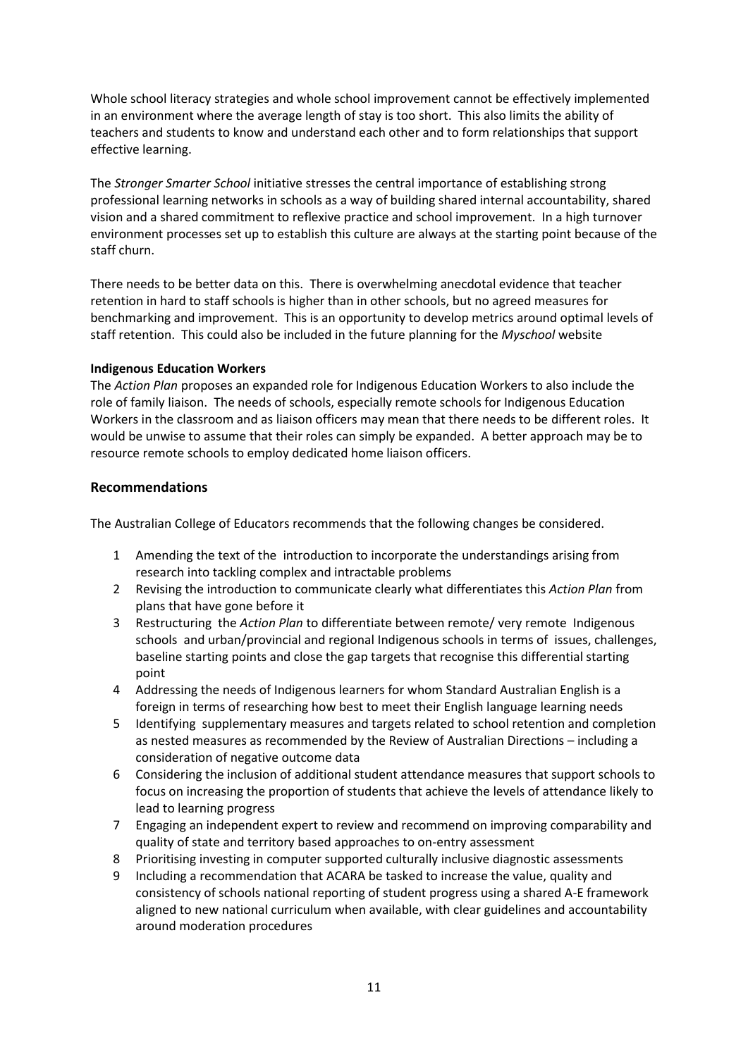Whole school literacy strategies and whole school improvement cannot be effectively implemented in an environment where the average length of stay is too short. This also limits the ability of teachers and students to know and understand each other and to form relationships that support effective learning.

The *Stronger Smarter School* initiative stresses the central importance of establishing strong professional learning networks in schools as a way of building shared internal accountability, shared vision and a shared commitment to reflexive practice and school improvement. In a high turnover environment processes set up to establish this culture are always at the starting point because of the staff churn.

There needs to be better data on this. There is overwhelming anecdotal evidence that teacher retention in hard to staff schools is higher than in other schools, but no agreed measures for benchmarking and improvement. This is an opportunity to develop metrics around optimal levels of staff retention. This could also be included in the future planning for the *Myschool* website

**Indigenous Education Workers**

The *Action Plan* proposes an expanded role for Indigenous Education Workers to also include the role of family liaison. The needs of schools, especially remote schools for Indigenous Education Workers in the classroom and as liaison officers may mean that there needs to be different roles. It would be unwise to assume that their roles can simply be expanded. A better approach may be to resource remote schools to employ dedicated home liaison officers.

## Recommendations

The Australian College of Educators recommends that the following changes be considered.

1. Amending the text of the introduction to incorporate the understandings arising from research into tackling complex and intractable problems
2. Revising the introduction to communicate clearly what differentiates this *Action Plan* from plans that have gone before it
3. Restructuring the *Action Plan* to differentiate between remote/ very remote Indigenous schools and urban/provincial and regional Indigenous schools in terms of issues, challenges, baseline starting points and close the gap targets that recognise this differential starting point
4. Addressing the needs of Indigenous learners for whom Standard Australian English is a foreign in terms of researching how best to meet their English language learning needs
5. Identifying supplementary measures and targets related to school retention and completion as nested measures as recommended by the Review of Australian Directions – including a consideration of negative outcome data
6. Considering the inclusion of additional student attendance measures that support schools to focus on increasing the proportion of students that achieve the levels of attendance likely to lead to learning progress
7. Engaging an independent expert to review and recommend on improving comparability and quality of state and territory based approaches to on-entry assessment
8. Prioritising investing in computer supported culturally inclusive diagnostic assessments
9. Including a recommendation that ACARA be tasked to increase the value, quality and consistency of schools national reporting of student progress using a shared A-E framework aligned to new national curriculum when available, with clear guidelines and accountability around moderation procedures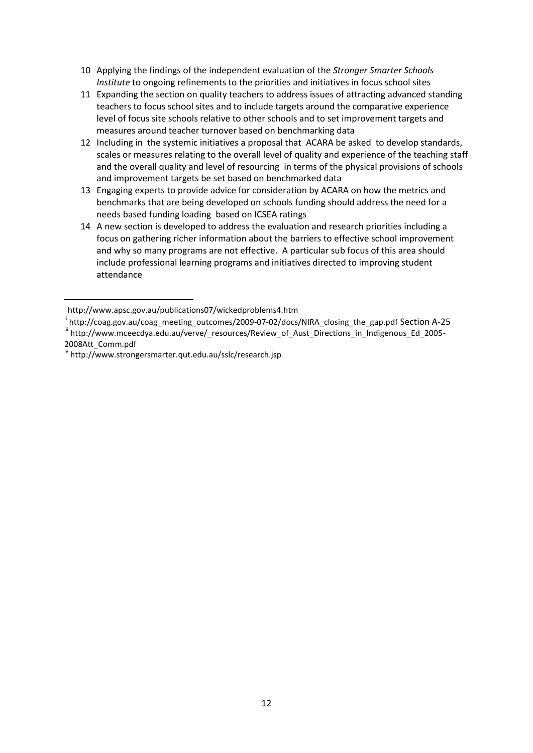10. Applying the findings of the independent evaluation of the *Stronger Smarter Schools Institute* to ongoing refinements to the priorities and initiatives in focus school sites
11. Expanding the section on quality teachers to address issues of attracting advanced standing teachers to focus school sites and to include targets around the comparative experience level of focus site schools relative to other schools and to set improvement targets and measures around teacher turnover based on benchmarking data
12. Including in the systemic initiatives a proposal that ACARA be asked to develop standards, scales or measures relating to the overall level of quality and experience of the teaching staff and the overall quality and level of resourcing in terms of the physical provisions of schools and improvement targets be set based on benchmarked data
13. Engaging experts to provide advice for consideration by ACARA on how the metrics and benchmarks that are being developed on schools funding should address the need for a needs based funding loading based on ICSEA ratings
14. A new section is developed to address the evaluation and research priorities including a focus on gathering richer information about the barriers to effective school improvement and why so many programs are not effective. A particular sub focus of this area should include professional learning programs and initiatives directed to improving student attendance

---

[i] http://www.apsc.gov.au/publications07/wickedproblems4.htm

[ii] http://coag.gov.au/coag_meeting_outcomes/2009-07-02/docs/NIRA_closing_the_gap.pdf Section A-25

[iii] http://www.mceecdya.edu.au/verve/_resources/Review_of_Aust_Directions_in_Indigenous_Ed_2005-2008Att_Comm.pdf

[iv] http://www.strongersmarter.qut.edu.au/sslc/research.jsp